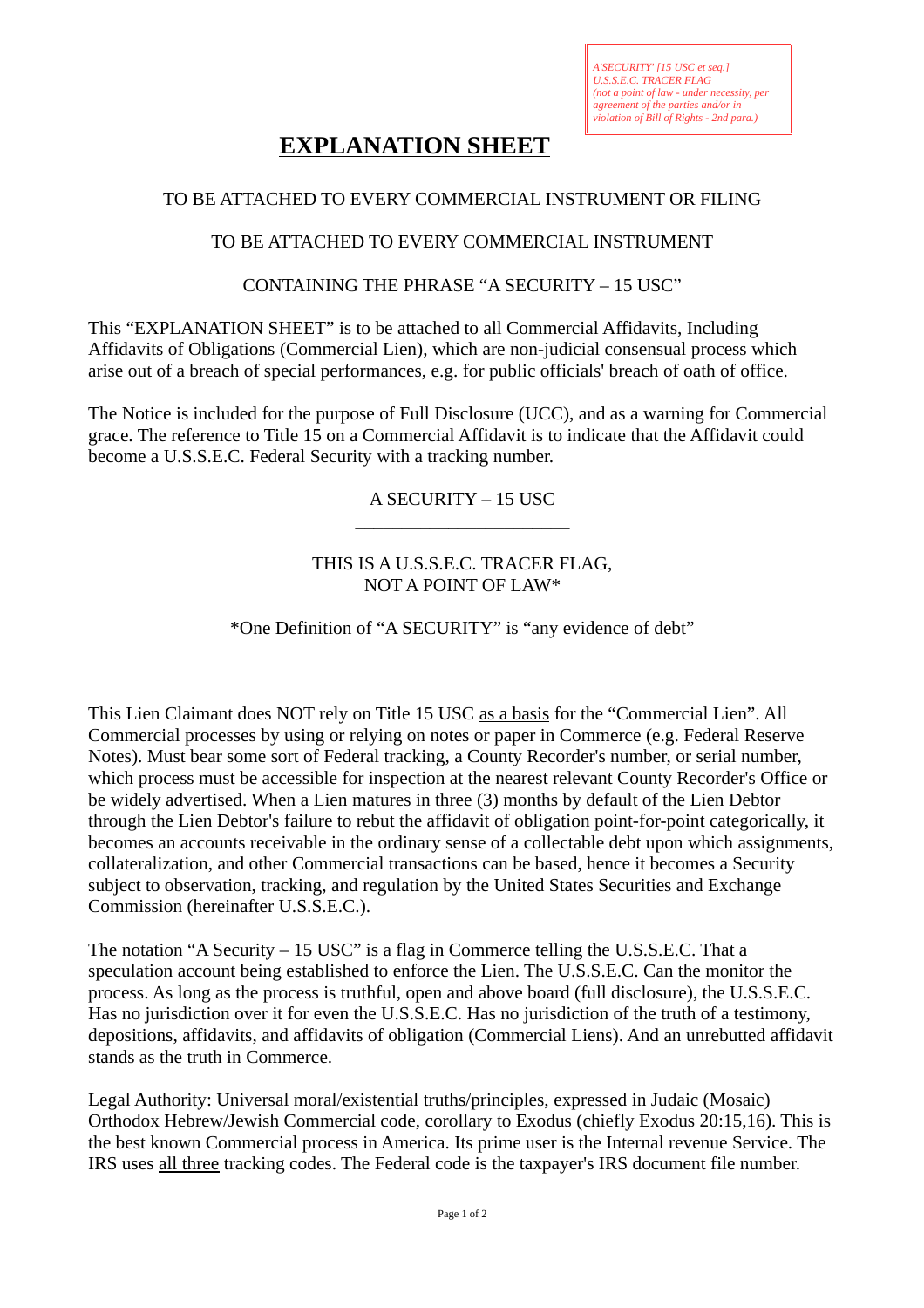A'SECURITY' [15 USC et seq.]
U.S.S.E.C. TRACER FLAG
(not a point of law - under necessity, per agreement of the parties and/or in violation of Bill of Rights - 2nd para.)

# EXPLANATION SHEET

TO BE ATTACHED TO EVERY COMMERCIAL INSTRUMENT OR FILING

TO BE ATTACHED TO EVERY COMMERCIAL INSTRUMENT

CONTAINING THE PHRASE "A SECURITY – 15 USC"

This "EXPLANATION SHEET" is to be attached to all Commercial Affidavits, Including Affidavits of Obligations (Commercial Lien), which are non-judicial consensual process which arise out of a breach of special performances, e.g. for public officials' breach of oath of office.

The Notice is included for the purpose of Full Disclosure (UCC), and as a warning for Commercial grace. The reference to Title 15 on a Commercial Affidavit is to indicate that the Affidavit could become a U.S.S.E.C. Federal Security with a tracking number.

A SECURITY – 15 USC
_______________________

THIS IS A U.S.S.E.C. TRACER FLAG,
NOT A POINT OF LAW*

*One Definition of "A SECURITY" is "any evidence of debt"

This Lien Claimant does NOT rely on Title 15 USC as a basis for the "Commercial Lien". All Commercial processes by using or relying on notes or paper in Commerce (e.g. Federal Reserve Notes). Must bear some sort of Federal tracking, a County Recorder's number, or serial number, which process must be accessible for inspection at the nearest relevant County Recorder's Office or be widely advertised. When a Lien matures in three (3) months by default of the Lien Debtor through the Lien Debtor's failure to rebut the affidavit of obligation point-for-point categorically, it becomes an accounts receivable in the ordinary sense of a collectable debt upon which assignments, collateralization, and other Commercial transactions can be based, hence it becomes a Security subject to observation, tracking, and regulation by the United States Securities and Exchange Commission (hereinafter U.S.S.E.C.).

The notation "A Security – 15 USC" is a flag in Commerce telling the U.S.S.E.C. That a speculation account being established to enforce the Lien. The U.S.S.E.C. Can the monitor the process. As long as the process is truthful, open and above board (full disclosure), the U.S.S.E.C. Has no jurisdiction over it for even the U.S.S.E.C. Has no jurisdiction of the truth of a testimony, depositions, affidavits, and affidavits of obligation (Commercial Liens). And an unrebutted affidavit stands as the truth in Commerce.

Legal Authority: Universal moral/existential truths/principles, expressed in Judaic (Mosaic) Orthodox Hebrew/Jewish Commercial code, corollary to Exodus (chiefly Exodus 20:15,16). This is the best known Commercial process in America. Its prime user is the Internal revenue Service. The IRS uses all three tracking codes. The Federal code is the taxpayer's IRS document file number.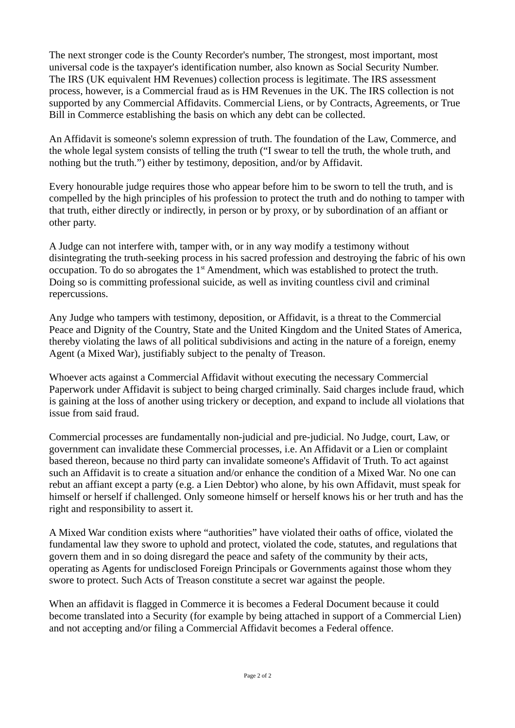The next stronger code is the County Recorder's number, The strongest, most important, most universal code is the taxpayer's identification number, also known as Social Security Number. The IRS (UK equivalent HM Revenues) collection process is legitimate. The IRS assessment process, however, is a Commercial fraud as is HM Revenues in the UK. The IRS collection is not supported by any Commercial Affidavits. Commercial Liens, or by Contracts, Agreements, or True Bill in Commerce establishing the basis on which any debt can be collected.

An Affidavit is someone's solemn expression of truth. The foundation of the Law, Commerce, and the whole legal system consists of telling the truth ("I swear to tell the truth, the whole truth, and nothing but the truth.") either by testimony, deposition, and/or by Affidavit.

Every honourable judge requires those who appear before him to be sworn to tell the truth, and is compelled by the high principles of his profession to protect the truth and do nothing to tamper with that truth, either directly or indirectly, in person or by proxy, or by subordination of an affiant or other party.

A Judge can not interfere with, tamper with, or in any way modify a testimony without disintegrating the truth-seeking process in his sacred profession and destroying the fabric of his own occupation. To do so abrogates the 1st Amendment, which was established to protect the truth. Doing so is committing professional suicide, as well as inviting countless civil and criminal repercussions.

Any Judge who tampers with testimony, deposition, or Affidavit, is a threat to the Commercial Peace and Dignity of the Country, State and the United Kingdom and the United States of America, thereby violating the laws of all political subdivisions and acting in the nature of a foreign, enemy Agent (a Mixed War), justifiably subject to the penalty of Treason.

Whoever acts against a Commercial Affidavit without executing the necessary Commercial Paperwork under Affidavit is subject to being charged criminally. Said charges include fraud, which is gaining at the loss of another using trickery or deception, and expand to include all violations that issue from said fraud.

Commercial processes are fundamentally non-judicial and pre-judicial. No Judge, court, Law, or government can invalidate these Commercial processes, i.e. An Affidavit or a Lien or complaint based thereon, because no third party can invalidate someone's Affidavit of Truth. To act against such an Affidavit is to create a situation and/or enhance the condition of a Mixed War. No one can rebut an affiant except a party (e.g. a Lien Debtor) who alone, by his own Affidavit, must speak for himself or herself if challenged. Only someone himself or herself knows his or her truth and has the right and responsibility to assert it.

A Mixed War condition exists where "authorities" have violated their oaths of office, violated the fundamental law they swore to uphold and protect, violated the code, statutes, and regulations that govern them and in so doing disregard the peace and safety of the community by their acts, operating as Agents for undisclosed Foreign Principals or Governments against those whom they swore to protect. Such Acts of Treason constitute a secret war against the people.

When an affidavit is flagged in Commerce it is becomes a Federal Document because it could become translated into a Security (for example by being attached in support of a Commercial Lien) and not accepting and/or filing a Commercial Affidavit becomes a Federal offence.